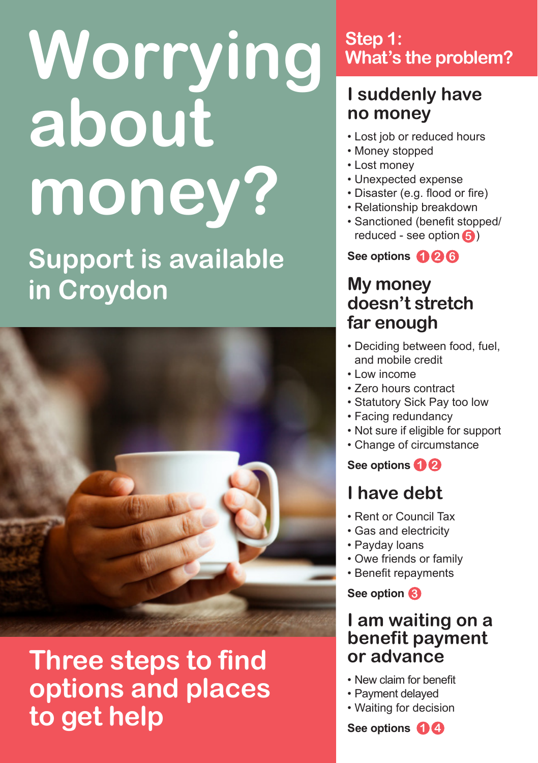# Worrying about money?

## Support is available in Croydon

## Three steps to find options and places to get help

## Step 1: What's the problem?

### I suddenly have no money

- Lost job or reduced hours
- Money stopped
- Lost money
- Unexpected expense
- Disaster (e.g. flood or fire)
- Relationship breakdown
- Sanctioned (benefit stopped/ reduced - see option 5)

**See options 1 2 6**

### My money doesn't stretch far enough

- Deciding between food, fuel, and mobile credit
- Low income
- Zero hours contract
- Statutory Sick Pay too low
- Facing redundancy
- Not sure if eligible for support
- Change of circumstance

**See options 1 2**

### I have debt

- Rent or Council Tax
- Gas and electricity
- Payday loans
- Owe friends or family
- Benefit repayments

**See option 3**

### I am waiting on a benefit payment or advance

- New claim for benefit
- Payment delayed
- Waiting for decision

**See options 1 4**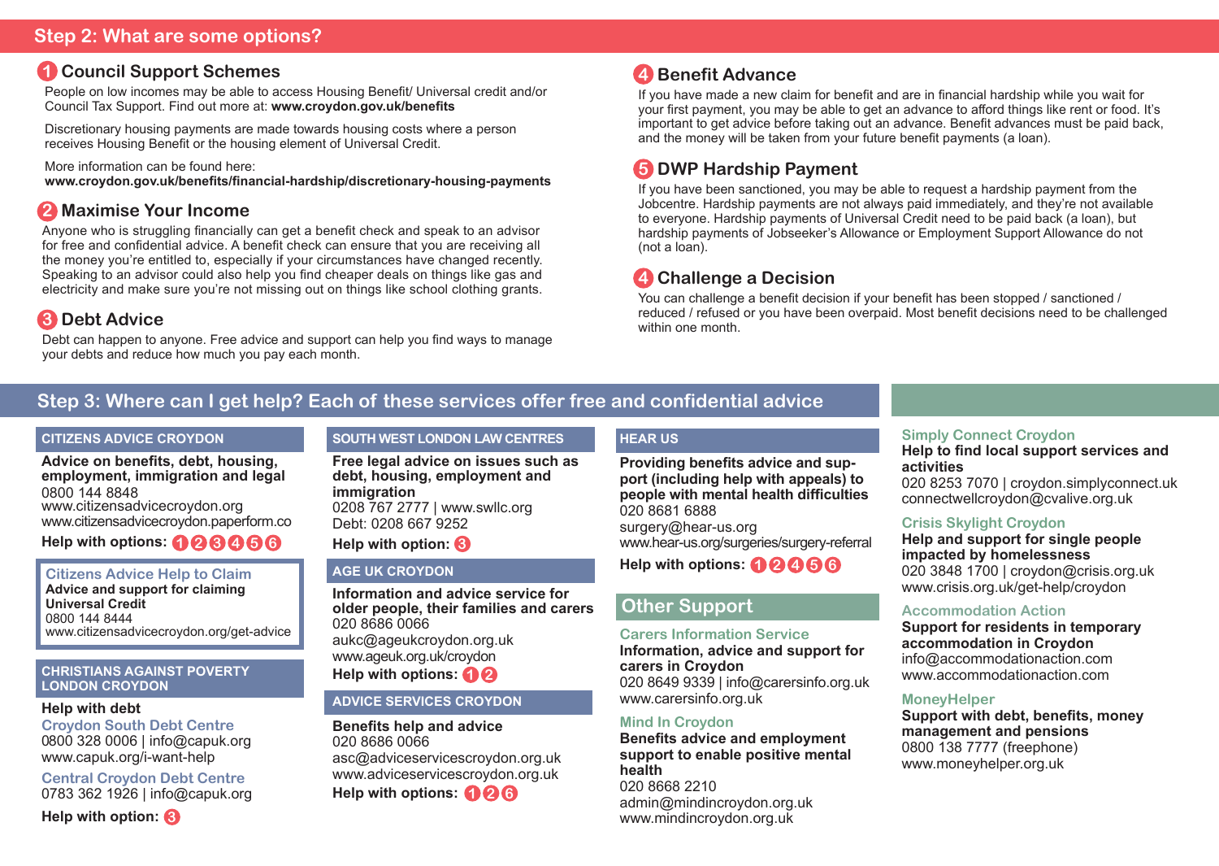## Step 2: What are some options?

### 1 Council Support Schemes

People on low incomes may be able to access Housing Benefit/ Universal credit and/or Council Tax Support. Find out more at: **www.croydon.gov.uk/benefits**

Discretionary housing payments are made towards housing costs where a person receives Housing Benefit or the housing element of Universal Credit.

More information can be found here:
**www.croydon.gov.uk/benefits/financial-hardship/discretionary-housing-payments**

### 2 Maximise Your Income

Anyone who is struggling financially can get a benefit check and speak to an advisor for free and confidential advice. A benefit check can ensure that you are receiving all the money you're entitled to, especially if your circumstances have changed recently. Speaking to an advisor could also help you find cheaper deals on things like gas and electricity and make sure you're not missing out on things like school clothing grants.

### 3 Debt Advice

Debt can happen to anyone. Free advice and support can help you find ways to manage your debts and reduce how much you pay each month.

### 4 Benefit Advance

If you have made a new claim for benefit and are in financial hardship while you wait for your first payment, you may be able to get an advance to afford things like rent or food. It's important to get advice before taking out an advance. Benefit advances must be paid back, and the money will be taken from your future benefit payments (a loan).

### 5 DWP Hardship Payment

If you have been sanctioned, you may be able to request a hardship payment from the Jobcentre. Hardship payments are not always paid immediately, and they're not available to everyone. Hardship payments of Universal Credit need to be paid back (a loan), but hardship payments of Jobseeker's Allowance or Employment Support Allowance do not (not a loan).

### 4 Challenge a Decision

You can challenge a benefit decision if your benefit has been stopped / sanctioned / reduced / refused or you have been overpaid. Most benefit decisions need to be challenged within one month.

## Step 3: Where can I get help? Each of these services offer free and confidential advice

### CITIZENS ADVICE CROYDON

**Advice on benefits, debt, housing, employment, immigration and legal**
0800 144 8848
www.citizensadvicecroydon.org
www.citizensadvicecroydon.paperform.co

**Help with options:** 1 2 3 4 5 6

#### Citizens Advice Help to Claim

**Advice and support for claiming Universal Credit**
0800 144 8444
www.citizensadvicecroydon.org/get-advice

### CHRISTIANS AGAINST POVERTY LONDON CROYDON

**Help with debt**

**Croydon South Debt Centre**
0800 328 0006 | info@capuk.org
www.capuk.org/i-want-help

**Central Croydon Debt Centre**
0783 362 1926 | info@capuk.org

**Help with option:** 3

### SOUTH WEST LONDON LAW CENTRES

**Free legal advice on issues such as debt, housing, employment and immigration**
0208 767 2777 | www.swllc.org
Debt: 0208 667 9252

**Help with option:** 3

### AGE UK CROYDON

**Information and advice service for older people, their families and carers**
020 8686 0066
aukc@ageukcroydon.org.uk
www.ageuk.org.uk/croydon

**Help with options:** 1 2

### ADVICE SERVICES CROYDON

**Benefits help and advice**
020 8686 0066
asc@adviceservicescroydon.org.uk
www.adviceservicescroydon.org.uk

**Help with options:** 1 2 6

### HEAR US

**Providing benefits advice and support (including help with appeals) to people with mental health difficulties**
020 8681 6888
surgery@hear-us.org
www.hear-us.org/surgeries/surgery-referral

**Help with options:** 1 2 4 5 6

### Other Support

**Carers Information Service**
**Information, advice and support for carers in Croydon**
020 8649 9339 | info@carersinfo.org.uk
www.carersinfo.org.uk

**Mind In Croydon**
**Benefits advice and employment support to enable positive mental health**
020 8668 2210
admin@mindincroydon.org.uk
www.mindincroydon.org.uk

**Simply Connect Croydon**
**Help to find local support services and activities**
020 8253 7070 | croydon.simplyconnect.uk
connectwellcroydon@cvalive.org.uk

**Crisis Skylight Croydon**
**Help and support for single people impacted by homelessness**
020 3848 1700 | croydon@crisis.org.uk
www.crisis.org.uk/get-help/croydon

**Accommodation Action**
**Support for residents in temporary accommodation in Croydon**
info@accommodationaction.com
www.accommodationaction.com

**MoneyHelper**
**Support with debt, benefits, money management and pensions**
0800 138 7777 (freephone)
www.moneyhelper.org.uk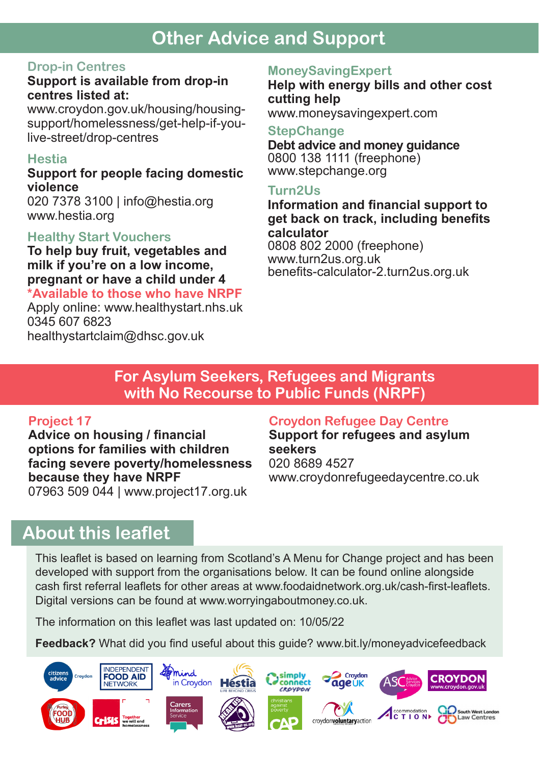# Other Advice and Support

### Drop-in Centres

**Support is available from drop-in centres listed at:**
www.croydon.gov.uk/housing/housing-support/homelessness/get-help-if-you-live-street/drop-centres

### Hestia

**Support for people facing domestic violence**
020 7378 3100 | info@hestia.org
www.hestia.org

### Healthy Start Vouchers

**To help buy fruit, vegetables and milk if you're on a low income, pregnant or have a child under 4**
*Available to those who have NRPF
Apply online: www.healthystart.nhs.uk
0345 607 6823
healthystartclaim@dhsc.gov.uk

### MoneySavingExpert

**Help with energy bills and other cost cutting help**
www.moneysavingexpert.com

### StepChange

**Debt advice and money guidance**
0800 138 1111 (freephone)
www.stepchange.org

### Turn2Us

**Information and financial support to get back on track, including benefits calculator**
0808 802 2000 (freephone)
www.turn2us.org.uk
benefits-calculator-2.turn2us.org.uk

# For Asylum Seekers, Refugees and Migrants with No Recourse to Public Funds (NRPF)

### Project 17

**Advice on housing / financial options for families with children facing severe poverty/homelessness because they have NRPF**
07963 509 044 | www.project17.org.uk

### Croydon Refugee Day Centre

**Support for refugees and asylum seekers**
020 8689 4527
www.croydonrefugeedaycentre.co.uk

## About this leaflet

This leaflet is based on learning from Scotland's A Menu for Change project and has been developed with support from the organisations below. It can be found online alongside cash first referral leaflets for other areas at www.foodaidnetwork.org.uk/cash-first-leaflets. Digital versions can be found at www.worryingaboutmoney.co.uk.

The information on this leaflet was last updated on: 10/05/22

**Feedback?** What did you find useful about this guide? www.bit.ly/moneyadvicefeedback